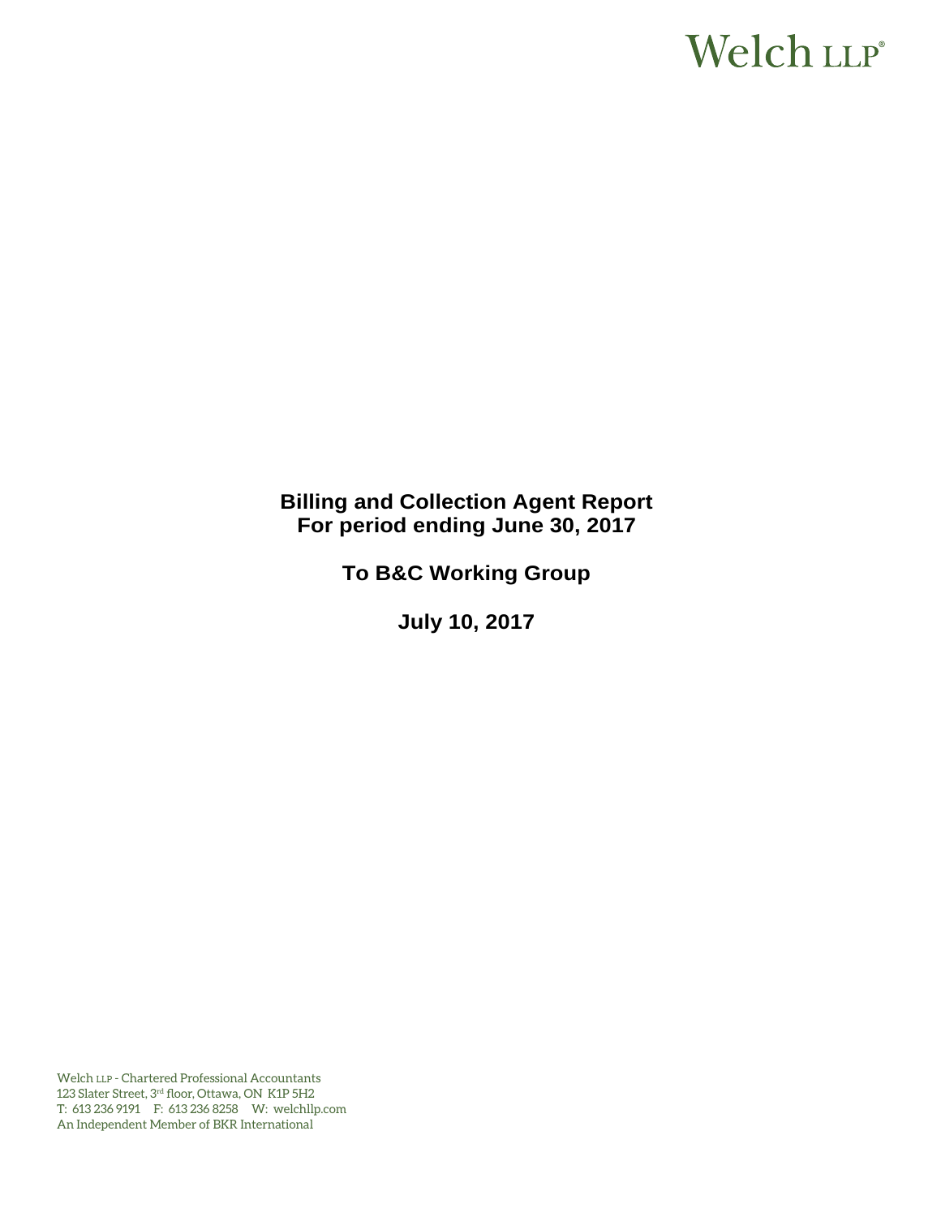Welch LLP®

# Billing and Collection Agent Report
# For period ending June 30, 2017

## To B&C Working Group

## July 10, 2017

Welch LLP - Chartered Professional Accountants
123 Slater Street, 3rd floor, Ottawa, ON K1P 5H2
T: 613 236 9191 F: 613 236 8258 W: welchllp.com
An Independent Member of BKR International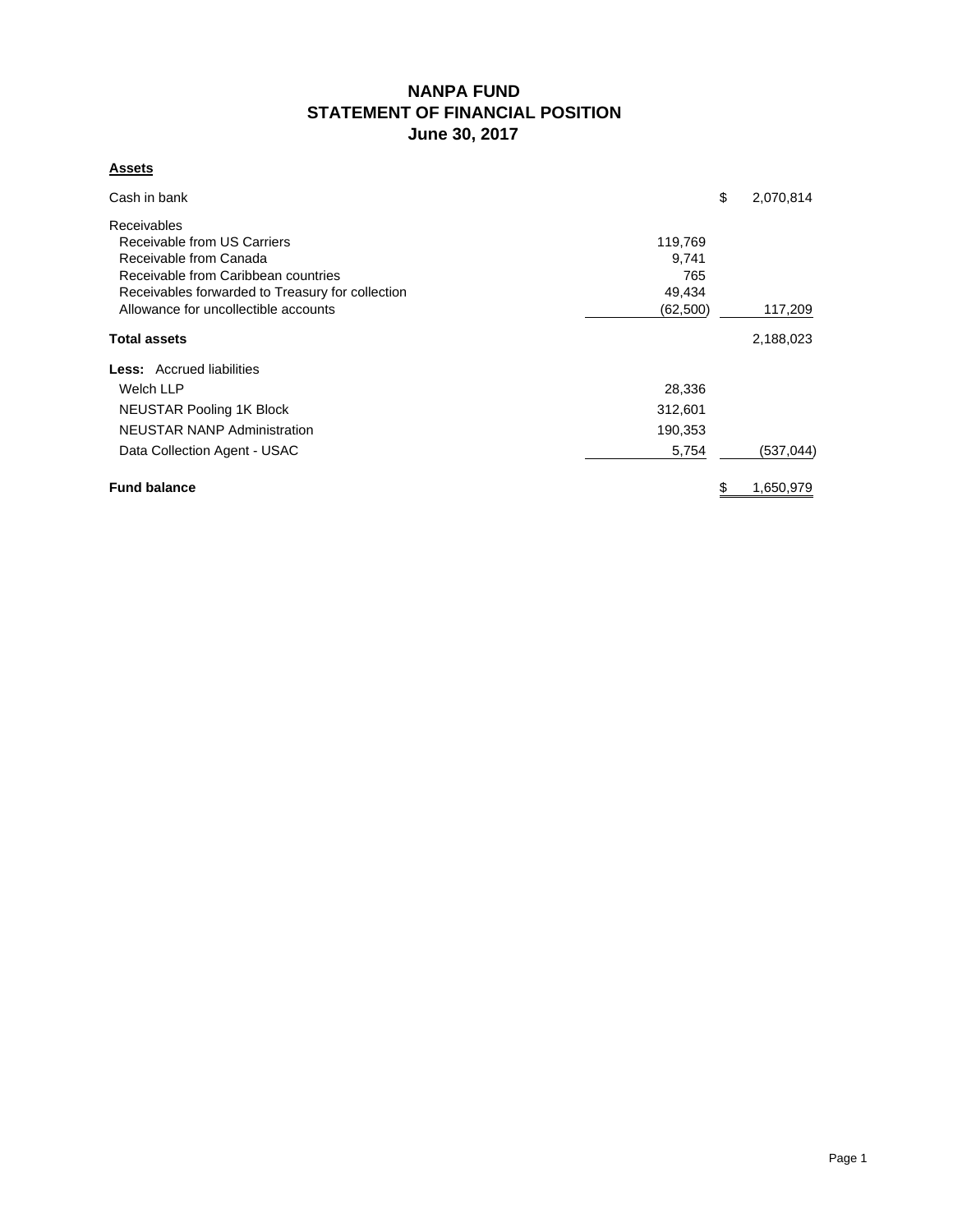# NANPA FUND
## STATEMENT OF FINANCIAL POSITION
### June 30, 2017

**Assets**

| | | |
|---|---|---|
| Cash in bank | | $ 2,070,814 |
| Receivables | | |
| Receivable from US Carriers | 119,769 | |
| Receivable from Canada | 9,741 | |
| Receivable from Caribbean countries | 765 | |
| Receivables forwarded to Treasury for collection | 49,434 | |
| Allowance for uncollectible accounts | (62,500) | 117,209 |
| **Total assets** | | 2,188,023 |
| **Less:** Accrued liabilities | | |
| Welch LLP | 28,336 | |
| NEUSTAR Pooling 1K Block | 312,601 | |
| NEUSTAR NANP Administration | 190,353 | |
| Data Collection Agent - USAC | 5,754 | (537,044) |
| **Fund balance** | | $ 1,650,979 |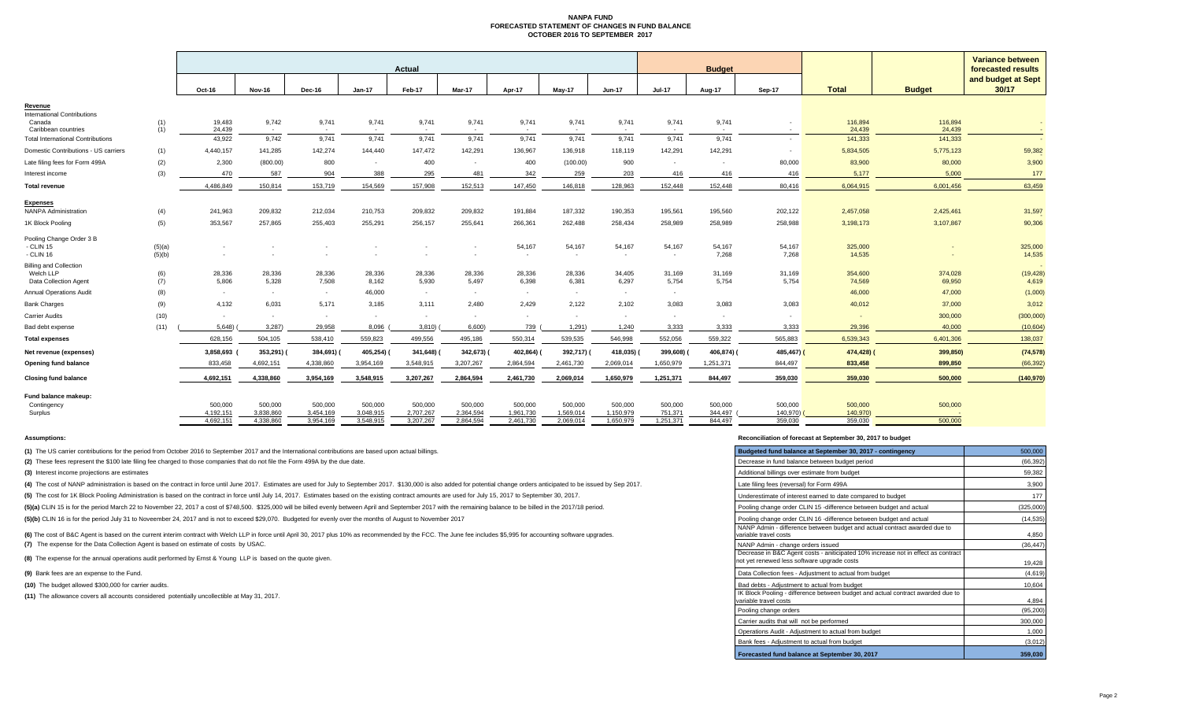# NANPA FUND
## FORECASTED STATEMENT OF CHANGES IN FUND BALANCE
## OCTOBER 2016 TO SEPTEMBER 2017

| | | Actual | | | | | | | | | Budget | | | | | Variance between forecasted results and budget at Sept 30/17 |
|---|---|---|---|---|---|---|---|---|---|---|---|---|---|---|---|---|
| | | Oct-16 | Nov-16 | Dec-16 | Jan-17 | Feb-17 | Mar-17 | Apr-17 | May-17 | Jun-17 | Jul-17 | Aug-17 | Sep-17 | Total | Budget | |
| **Revenue** | | | | | | | | | | | | | | | | |
| International Contributions | | | | | | | | | | | | | | | | |
| Canada | (1) | 19,483 | 9,742 | 9,741 | 9,741 | 9,741 | 9,741 | 9,741 | 9,741 | 9,741 | 9,741 | 9,741 | - | 116,894 | 116,894 | - |
| Caribbean countries | (1) | 24,439 | - | - | - | - | - | - | - | - | - | - | - | 24,439 | 24,439 | - |
| Total International Contributions | | 43,922 | 9,742 | 9,741 | 9,741 | 9,741 | 9,741 | 9,741 | 9,741 | 9,741 | 9,741 | 9,741 | - | 141,333 | 141,333 | - |
| Domestic Contributions - US carriers | (1) | 4,440,157 | 141,285 | 142,274 | 144,440 | 147,472 | 142,291 | 136,967 | 136,918 | 118,119 | 142,291 | 142,291 | - | 5,834,505 | 5,775,123 | 59,382 |
| Late filing fees for Form 499A | (2) | 2,300 | (800.00) | 800 | - | 400 | - | 400 | (100.00) | 900 | - | - | 80,000 | 83,900 | 80,000 | 3,900 |
| Interest income | (3) | 470 | 587 | 904 | 388 | 295 | 481 | 342 | 259 | 203 | 416 | 416 | 416 | 5,177 | 5,000 | 177 |
| **Total revenue** | | 4,486,849 | 150,814 | 153,719 | 154,569 | 157,908 | 152,513 | 147,450 | 146,818 | 128,963 | 152,448 | 152,448 | 80,416 | 6,064,915 | 6,001,456 | 63,459 |
| **Expenses** | | | | | | | | | | | | | | | | |
| NANPA Administration | (4) | 241,963 | 209,832 | 212,034 | 210,753 | 209,832 | 209,832 | 191,884 | 187,332 | 190,353 | 195,561 | 195,560 | 202,122 | 2,457,058 | 2,425,461 | 31,597 |
| 1K Block Pooling | (5) | 353,567 | 257,865 | 255,403 | 255,291 | 256,157 | 255,641 | 266,361 | 262,488 | 258,434 | 258,989 | 258,989 | 258,988 | 3,198,173 | 3,107,867 | 90,306 |
| Pooling Change Order 3 B | | | | | | | | | | | | | | | | |
| - CLIN 15 | (5)(a) | - | - | - | - | - | - | 54,167 | 54,167 | 54,167 | 54,167 | 54,167 | 54,167 | 325,000 | - | 325,000 |
| - CLIN 16 | (5)(b) | - | - | - | - | - | - | - | - | - | - | 7,268 | 7,268 | 14,535 | - | 14,535 |
| Billing and Collection | | | | | | | | | | | | | | | | |
| Welch LLP | (6) | 28,336 | 28,336 | 28,336 | 28,336 | 28,336 | 28,336 | 28,336 | 28,336 | 34,405 | 31,169 | 31,169 | 31,169 | 354,600 | 374,028 | (19,428) |
| Data Collection Agent | (7) | 5,806 | 5,328 | 7,508 | 8,162 | 5,930 | 5,497 | 6,398 | 6,381 | 6,297 | 5,754 | 5,754 | 5,754 | 74,569 | 69,950 | 4,619 |
| Annual Operations Audit | (8) | - | - | - | 46,000 | - | - | - | - | - | - | | | 46,000 | 47,000 | (1,000) |
| Bank Charges | (9) | 4,132 | 6,031 | 5,171 | 3,185 | 3,111 | 2,480 | 2,429 | 2,122 | 2,102 | 3,083 | 3,083 | 3,083 | 40,012 | 37,000 | 3,012 |
| Carrier Audits | (10) | - | - | - | - | - | - | - | - | - | - | - | - | - | 300,000 | (300,000) |
| Bad debt expense | (11) | (5,648) | (3,287) | 29,958 | 8,096 | (3,810) | (6,600) | 739 | (1,291) | 1,240 | 3,333 | 3,333 | 3,333 | 29,396 | 40,000 | (10,604) |
| **Total expenses** | | 628,156 | 504,105 | 538,410 | 559,823 | 499,556 | 495,186 | 550,314 | 539,535 | 546,998 | 552,056 | 559,322 | 565,883 | 6,539,343 | 6,401,306 | 138,037 |
| **Net revenue (expenses)** | | 3,858,693 | (353,291) | (384,691) | (405,254) | (341,648) | (342,673) | (402,864) | (392,717) | (418,035) | (399,608) | (406,874) | (485,467) | (474,428) | (399,850) | (74,578) |
| **Opening fund balance** | | 833,458 | 4,692,151 | 4,338,860 | 3,954,169 | 3,548,915 | 3,207,267 | 2,864,594 | 2,461,730 | 2,069,014 | 1,650,979 | 1,251,371 | 844,497 | 833,458 | 899,850 | (66,392) |
| **Closing fund balance** | | 4,692,151 | 4,338,860 | 3,954,169 | 3,548,915 | 3,207,267 | 2,864,594 | 2,461,730 | 2,069,014 | 1,650,979 | 1,251,371 | 844,497 | 359,030 | 359,030 | 500,000 | (140,970) |
| **Fund balance makeup:** | | | | | | | | | | | | | | | | |
| Contingency | | 500,000 | 500,000 | 500,000 | 500,000 | 500,000 | 500,000 | 500,000 | 500,000 | 500,000 | 500,000 | 500,000 | 500,000 | 500,000 | 500,000 | |
| Surplus | | 4,192,151 | 3,838,860 | 3,454,169 | 3,048,915 | 2,707,267 | 2,364,594 | 1,961,730 | 1,569,014 | 1,150,979 | 751,371 | 344,497 | (140,970) | (140,970) | - | |
| | | 4,692,151 | 4,338,860 | 3,954,169 | 3,548,915 | 3,207,267 | 2,864,594 | 2,461,730 | 2,069,014 | 1,650,979 | 1,251,371 | 844,497 | 359,030 | 359,030 | 500,000 | |

**Assumptions:**

**(1)** The US carrier contributions for the period from October 2016 to September 2017 and the International contributions are based upon actual billings.

**(2)** These fees represent the $100 late filing fee charged to those companies that do not file the Form 499A by the due date.

**(3)** Interest income projections are estimates

**(4)** The cost of NANP administration is based on the contract in force until June 2017. Estimates are used for July to September 2017. $130,000 is also added for potential change orders anticipated to be issued by Sep 2017.

**(5)** The cost for 1K Block Pooling Administration is based on the contract in force until July 14, 2017. Estimates based on the existing contract amounts are used for July 15, 2017 to September 30, 2017.

**(5)(a)** CLIN 15 is for the period March 22 to November 22, 2017 a cost of $748,500. $325,000 will be billed evenly between April and September 2017 with the remaining balance to be billed in the 2017/18 period.

**(5)(b)** CLIN 16 is for the period July 31 to Noveember 24, 2017 and is not to exceed $29,070. Budgeted for evenly over the months of August to November 2017

**(6)** The cost of B&C Agent is based on the current interim contract with Welch LLP in force until April 30, 2017 plus 10% as recommended by the FCC. The June fee includes $5,995 for accounting software upgrades.

**(7)** The expense for the Data Collection Agent is based on estimate of costs by USAC.

**(8)** The expense for the annual operations audit performed by Ernst & Young LLP is based on the quote given.

**(9)** Bank fees are an expense to the Fund.

**(10)** The budget allowed $300,000 for carrier audits.

**(11)** The allowance covers all accounts considered potentially uncollectible at May 31, 2017.

**Reconciliation of forecast at September 30, 2017 to budget**

| Item | Amount |
|---|---|
| Budgeted fund balance at September 30, 2017 - contingency | 500,000 |
| Decrease in fund balance between budget period | (66,392) |
| Additional billings over estimate from budget | 59,382 |
| Late filing fees (reversal) for Form 499A | 3,900 |
| Underestimate of interest earned to date compared to budget | 177 |
| Pooling change order CLIN 15 -difference between budget and actual | (325,000) |
| Pooling change order CLIN 16 -difference between budget and actual | (14,535) |
| NANP Admin - difference between budget and actual contract awarded due to variable travel costs | 4,850 |
| NANP Admin - change orders issued | (36,447) |
| Decrease in B&C Agent costs - aniticipated 10% increase not in effect as contract not yet renewed less software upgrade costs | 19,428 |
| Data Collection fees - Adjustment to actual from budget | (4,619) |
| Bad debts - Adjustment to actual from budget | 10,604 |
| IK Block Pooling - difference between budget and actual contract awarded due to variable travel costs | 4,894 |
| Pooling change orders | (95,200) |
| Carrier audits that will not be performed | 300,000 |
| Operations Audit - Adjustment to actual from budget | 1,000 |
| Bank fees - Adjustment to actual from budget | (3,012) |
| **Forecasted fund balance at September 30, 2017** | **359,030** |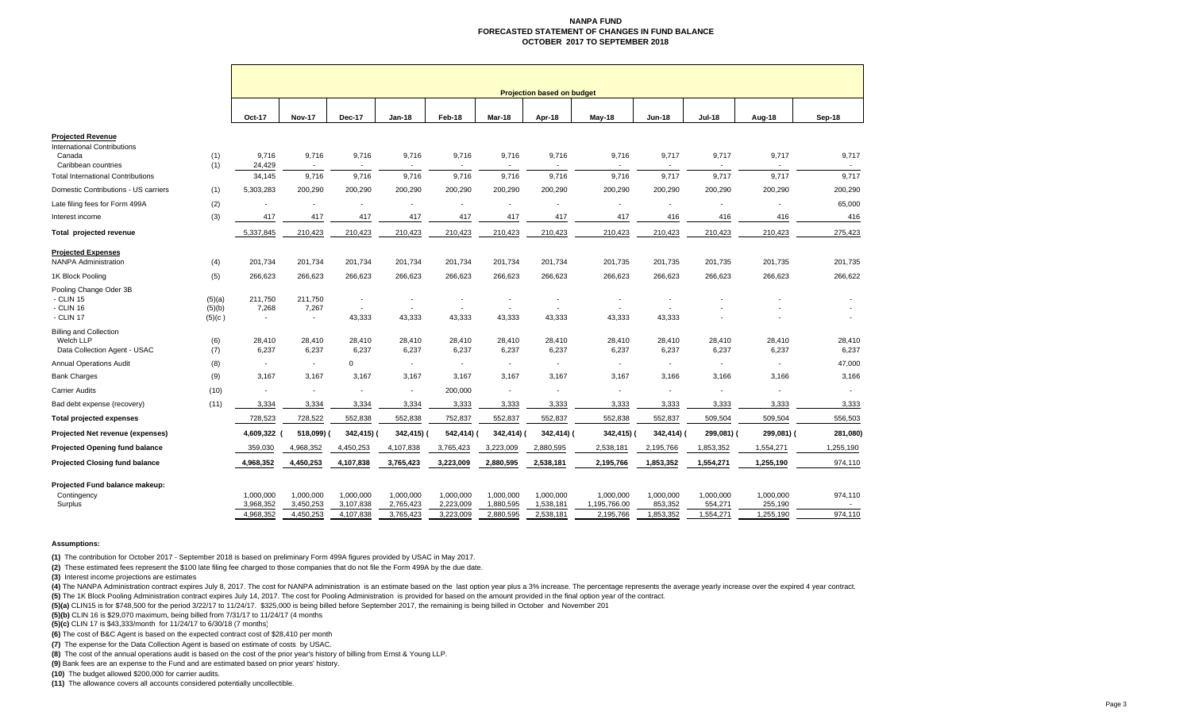# NANPA FUND
## FORECASTED STATEMENT OF CHANGES IN FUND BALANCE
## OCTOBER 2017 TO SEPTEMBER 2018

| | | Projection based on budget | | | | | | | | | | | |
|---|---|---|---|---|---|---|---|---|---|---|---|---|---|
| | | Oct-17 | Nov-17 | Dec-17 | Jan-18 | Feb-18 | Mar-18 | Apr-18 | May-18 | Jun-18 | Jul-18 | Aug-18 | Sep-18 |
| **Projected Revenue** | | | | | | | | | | | | | |
| International Contributions | | | | | | | | | | | | | |
| Canada | (1) | 9,716 | 9,716 | 9,716 | 9,716 | 9,716 | 9,716 | 9,716 | 9,716 | 9,717 | 9,717 | 9,717 | 9,717 |
| Caribbean countries | (1) | 24,429 | - | - | - | - | - | - | - | - | - | - | - |
| Total International Contributions | | 34,145 | 9,716 | 9,716 | 9,716 | 9,716 | 9,716 | 9,716 | 9,716 | 9,717 | 9,717 | 9,717 | 9,717 |
| Domestic Contributions - US carriers | (1) | 5,303,283 | 200,290 | 200,290 | 200,290 | 200,290 | 200,290 | 200,290 | 200,290 | 200,290 | 200,290 | 200,290 | 200,290 |
| Late filing fees for Form 499A | (2) | - | - | - | - | - | - | - | - | - | - | - | 65,000 |
| Interest income | (3) | 417 | 417 | 417 | 417 | 417 | 417 | 417 | 417 | 416 | 416 | 416 | 416 |
| **Total projected revenue** | | 5,337,845 | 210,423 | 210,423 | 210,423 | 210,423 | 210,423 | 210,423 | 210,423 | 210,423 | 210,423 | 210,423 | 275,423 |
| **Projected Expenses** | | | | | | | | | | | | | |
| NANPA Administration | (4) | 201,734 | 201,734 | 201,734 | 201,734 | 201,734 | 201,734 | 201,734 | 201,735 | 201,735 | 201,735 | 201,735 | 201,735 |
| 1K Block Pooling | (5) | 266,623 | 266,623 | 266,623 | 266,623 | 266,623 | 266,623 | 266,623 | 266,623 | 266,623 | 266,623 | 266,623 | 266,622 |
| Pooling Change Oder 3B | | | | | | | | | | | | | |
| - CLIN 15 | (5)(a) | 211,750 | 211,750 | - | - | - | - | - | - | - | - | - | - |
| - CLIN 16 | (5)(b) | 7,268 | 7,267 | - | - | - | - | - | - | - | - | - | - |
| - CLIN 17 | (5)(c ) | - | - | 43,333 | 43,333 | 43,333 | 43,333 | 43,333 | 43,333 | 43,333 | - | - | - |
| Billing and Collection | | | | | | | | | | | | | |
| Welch LLP | (6) | 28,410 | 28,410 | 28,410 | 28,410 | 28,410 | 28,410 | 28,410 | 28,410 | 28,410 | 28,410 | 28,410 | 28,410 |
| Data Collection Agent - USAC | (7) | 6,237 | 6,237 | 6,237 | 6,237 | 6,237 | 6,237 | 6,237 | 6,237 | 6,237 | 6,237 | 6,237 | 6,237 |
| Annual Operations Audit | (8) | - | - | 0 | - | - | - | - | - | - | - | - | 47,000 |
| Bank Charges | (9) | 3,167 | 3,167 | 3,167 | 3,167 | 3,167 | 3,167 | 3,167 | 3,167 | 3,166 | 3,166 | 3,166 | 3,166 |
| Carrier Audits | (10) | - | - | - | - | 200,000 | - | - | - | - | - | - | - |
| Bad debt expense (recovery) | (11) | 3,334 | 3,334 | 3,334 | 3,334 | 3,333 | 3,333 | 3,333 | 3,333 | 3,333 | 3,333 | 3,333 | 3,333 |
| **Total projected expenses** | | 728,523 | 728,522 | 552,838 | 552,838 | 752,837 | 552,837 | 552,837 | 552,838 | 552,837 | 509,504 | 509,504 | 556,503 |
| **Projected Net revenue (expenses)** | | 4,609,322 | (518,099) | (342,415) | (342,415) | (542,414) | (342,414) | (342,414) | (342,415) | (342,414) | (299,081) | (299,081) | (281,080) |
| **Projected Opening fund balance** | | 359,030 | 4,968,352 | 4,450,253 | 4,107,838 | 3,765,423 | 3,223,009 | 2,880,595 | 2,538,181 | 2,195,766 | 1,853,352 | 1,554,271 | 1,255,190 |
| **Projected Closing fund balance** | | 4,968,352 | 4,450,253 | 4,107,838 | 3,765,423 | 3,223,009 | 2,880,595 | 2,538,181 | 2,195,766 | 1,853,352 | 1,554,271 | 1,255,190 | 974,110 |
| **Projected Fund balance makeup:** | | | | | | | | | | | | | |
| Contingency | | 1,000,000 | 1,000,000 | 1,000,000 | 1,000,000 | 1,000,000 | 1,000,000 | 1,000,000 | 1,000,000 | 1,000,000 | 1,000,000 | 1,000,000 | 974,110 |
| Surplus | | 3,968,352 | 3,450,253 | 3,107,838 | 2,765,423 | 2,223,009 | 1,880,595 | 1,538,181 | 1,195,766.00 | 853,352 | 554,271 | 255,190 | - |
| | | 4,968,352 | 4,450,253 | 4,107,838 | 3,765,423 | 3,223,009 | 2,880,595 | 2,538,181 | 2,195,766 | 1,853,352 | 1,554,271 | 1,255,190 | 974,110 |

**Assumptions:**

**(1)** The contribution for October 2017 - September 2018 is based on preliminary Form 499A figures provided by USAC in May 2017.

**(2)** These estimated fees represent the $100 late filing fee charged to those companies that do not file the Form 499A by the due date.

**(3)** Interest income projections are estimates

**(4)** The NANPA Administration contract expires July 8, 2017. The cost for NANPA administration is an estimate based on the last option year plus a 3% increase. The percentage represents the average yearly increase over the expired 4 year contract.

**(5)** The 1K Block Pooling Administration contract expires July 14, 2017. The cost for Pooling Administration is provided for based on the amount provided in the final option year of the contract.

**(5)(a)** CLIN15 is for $748,500 for the period 3/22/17 to 11/24/17. $325,000 is being billed before September 2017, the remaining is being billed in October and November 201

**(5)(b)** CLIN 16 is $29,070 maximum, being billed from 7/31/17 to 11/24/17 (4 months

**(5)(c)** CLIN 17 is $43,333/month for 11/24/17 to 6/30/18 (7 months)

**(6)** The cost of B&C Agent is based on the expected contract cost of $28,410 per month

**(7)** The expense for the Data Collection Agent is based on estimate of costs by USAC.

**(8)** The cost of the annual operations audit is based on the cost of the prior year's history of billing from Ernst & Young LLP.

**(9)** Bank fees are an expense to the Fund and are estimated based on prior years' history.

**(10)** The budget allowed $200,000 for carrier audits.

**(11)** The allowance covers all accounts considered potentially uncollectible.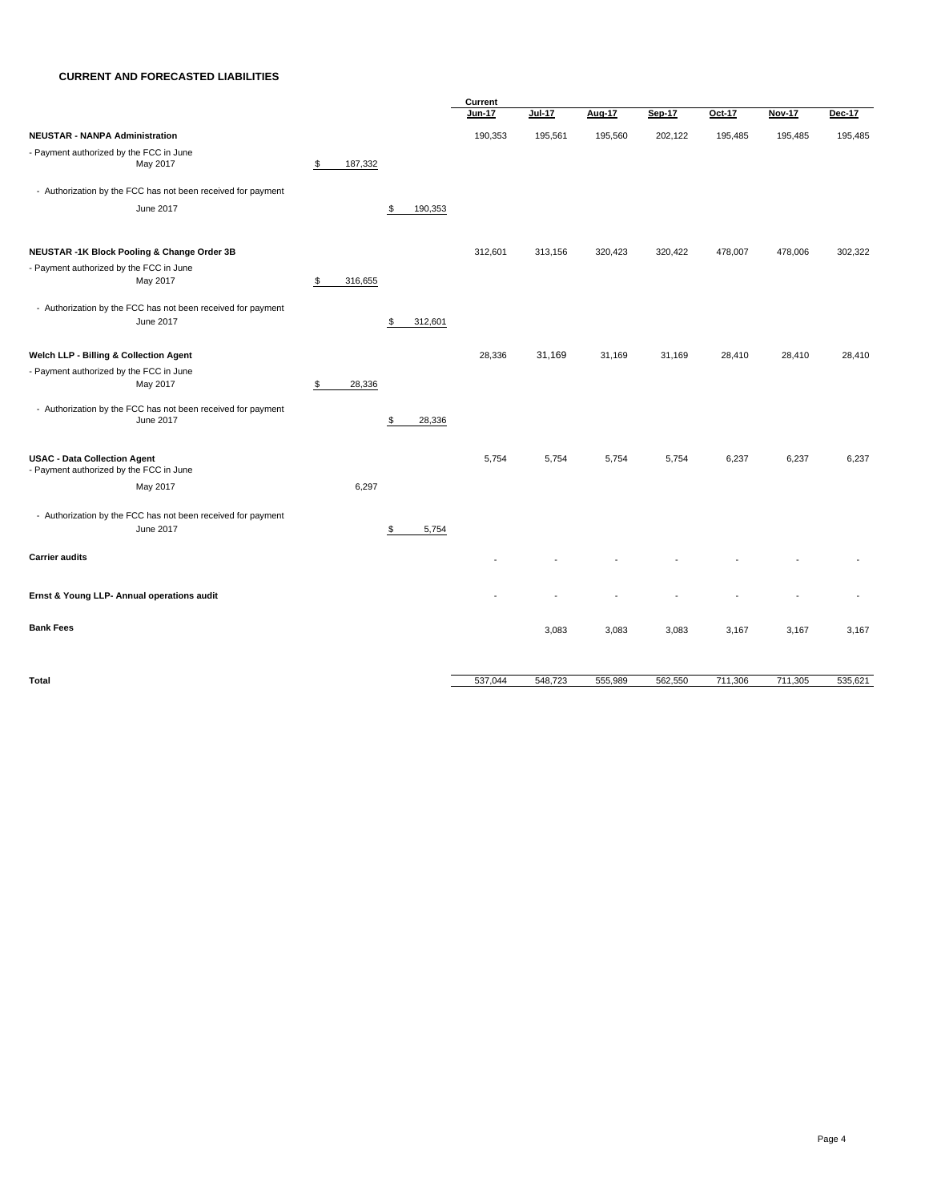**CURRENT AND FORECASTED LIABILITIES**

| | | | Current Jun-17 | Jul-17 | Aug-17 | Sep-17 | Oct-17 | Nov-17 | Dec-17 |
|---|---|---|---|---|---|---|---|---|---|
| **NEUSTAR - NANPA Administration** | | | 190,353 | 195,561 | 195,560 | 202,122 | 195,485 | 195,485 | 195,485 |
| - Payment authorized by the FCC in June May 2017 | $ 187,332 | | | | | | | | |
| - Authorization by the FCC has not been received for payment June 2017 | | $ 190,353 | | | | | | | |
| **NEUSTAR -1K Block Pooling & Change Order 3B** | | | 312,601 | 313,156 | 320,423 | 320,422 | 478,007 | 478,006 | 302,322 |
| - Payment authorized by the FCC in June May 2017 | $ 316,655 | | | | | | | | |
| - Authorization by the FCC has not been received for payment June 2017 | | $ 312,601 | | | | | | | |
| **Welch LLP - Billing & Collection Agent** | | | 28,336 | 31,169 | 31,169 | 31,169 | 28,410 | 28,410 | 28,410 |
| - Payment authorized by the FCC in June May 2017 | $ 28,336 | | | | | | | | |
| - Authorization by the FCC has not been received for payment June 2017 | | $ 28,336 | | | | | | | |
| **USAC - Data Collection Agent** | | | 5,754 | 5,754 | 5,754 | 5,754 | 6,237 | 6,237 | 6,237 |
| - Payment authorized by the FCC in June May 2017 | 6,297 | | | | | | | | |
| - Authorization by the FCC has not been received for payment June 2017 | | $ 5,754 | | | | | | | |
| **Carrier audits** | | | - | - | - | - | - | - | - |
| **Ernst & Young LLP- Annual operations audit** | | | - | - | - | - | - | - | - |
| **Bank Fees** | | | | 3,083 | 3,083 | 3,083 | 3,167 | 3,167 | 3,167 |
| **Total** | | | 537,044 | 548,723 | 555,989 | 562,550 | 711,306 | 711,305 | 535,621 |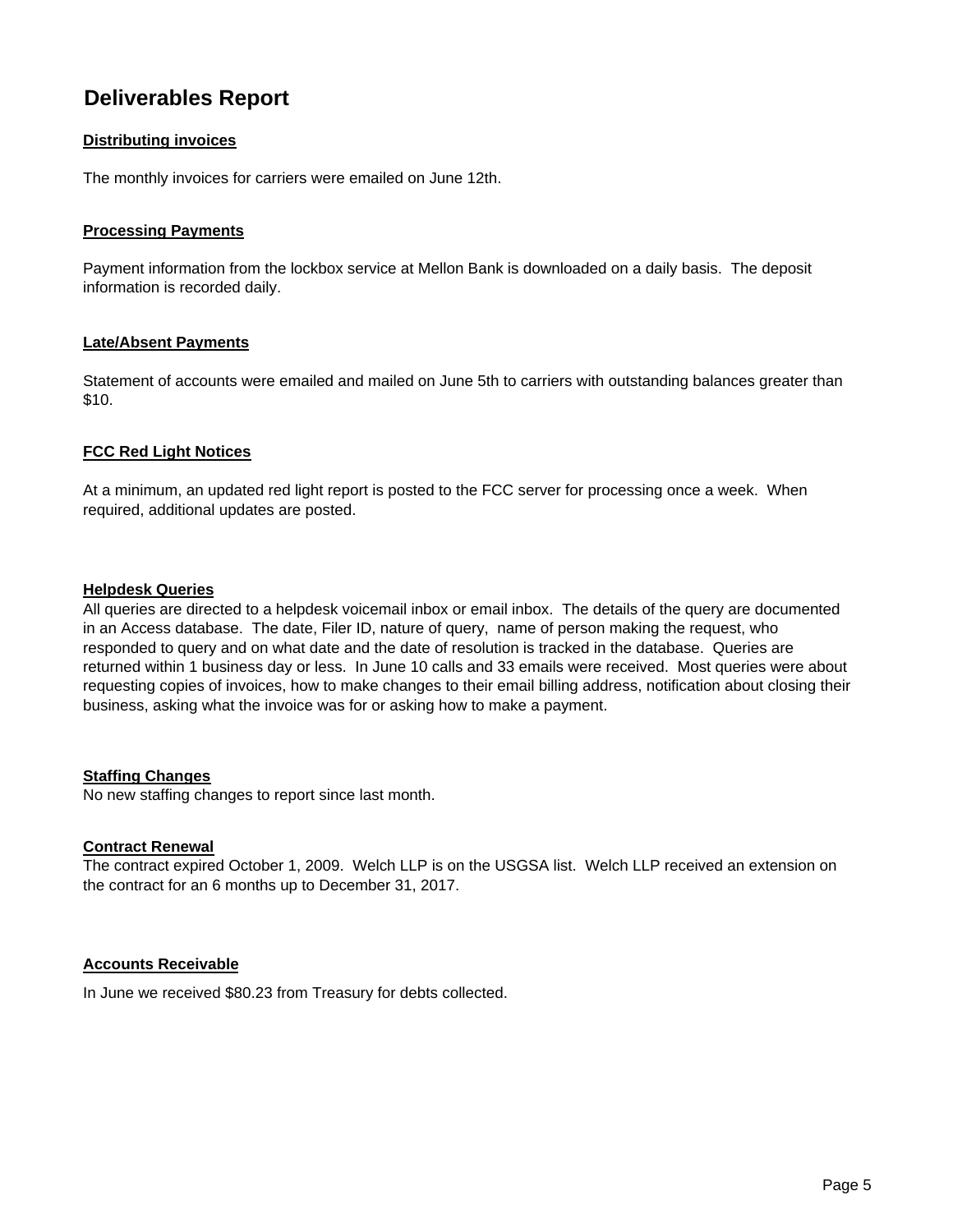# Deliverables Report

**Distributing invoices**

The monthly invoices for carriers were emailed on June 12th.

**Processing Payments**

Payment information from the lockbox service at Mellon Bank is downloaded on a daily basis. The deposit information is recorded daily.

**Late/Absent Payments**

Statement of accounts were emailed and mailed on June 5th to carriers with outstanding balances greater than $10.

**FCC Red Light Notices**

At a minimum, an updated red light report is posted to the FCC server for processing once a week. When required, additional updates are posted.

**Helpdesk Queries**

All queries are directed to a helpdesk voicemail inbox or email inbox. The details of the query are documented in an Access database. The date, Filer ID, nature of query, name of person making the request, who responded to query and on what date and the date of resolution is tracked in the database. Queries are returned within 1 business day or less. In June 10 calls and 33 emails were received. Most queries were about requesting copies of invoices, how to make changes to their email billing address, notification about closing their business, asking what the invoice was for or asking how to make a payment.

**Staffing Changes**

No new staffing changes to report since last month.

**Contract Renewal**

The contract expired October 1, 2009. Welch LLP is on the USGSA list. Welch LLP received an extension on the contract for an 6 months up to December 31, 2017.

**Accounts Receivable**

In June we received $80.23 from Treasury for debts collected.